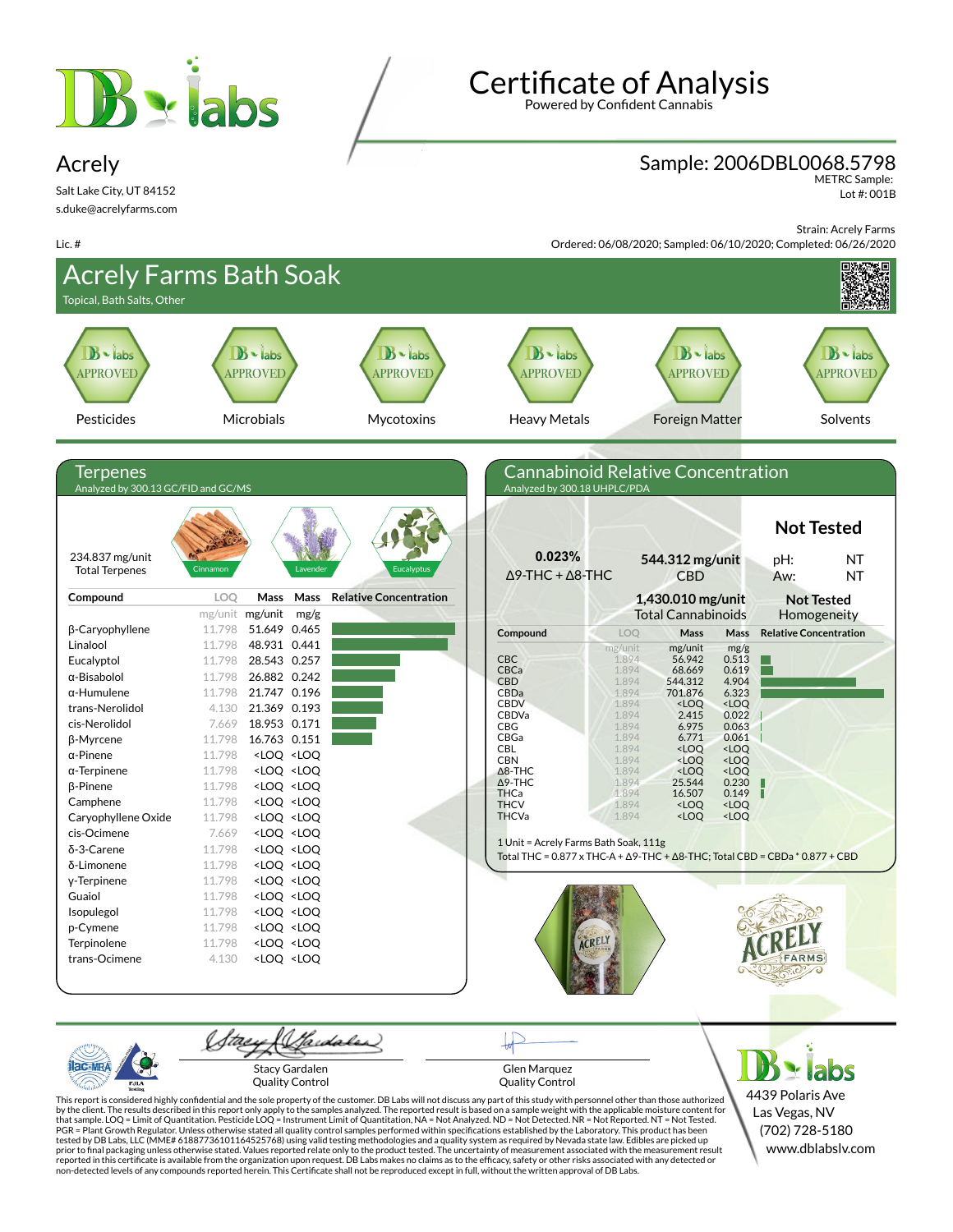# Certificate of Analysis

Powered by Confident Cannabis

**Acrely**

Salt Lake City, UT 84152

s.duke@acrelyfarms.com

Lic. #

**Sample: 2006DBL0068.5798**

METRC Sample:

Lot #: 001B

Strain: Acrely Farms

Ordered: 06/08/2020; Sampled: 06/10/2020; Completed: 06/26/2020

## Acrely Farms Bath Soak

Topical, Bath Salts, Other

| Pesticides | Microbials | Mycotoxins | Heavy Metals | Foreign Matter | Solvents |
|---|---|---|---|---|---|
| APPROVED | APPROVED | APPROVED | APPROVED | APPROVED | APPROVED |

## Terpenes

Analyzed by 300.13 GC/FID and GC/MS

234.837 mg/unit Total Terpenes

Cinnamon | Lavender | Eucalyptus

| Compound | LOQ (mg/unit) | Mass (mg/unit) | Mass (mg/g) |
|---|---|---|---|
| β-Caryophyllene | 11.798 | 51.649 | 0.465 |
| Linalool | 11.798 | 48.931 | 0.441 |
| Eucalyptol | 11.798 | 28.543 | 0.257 |
| α-Bisabolol | 11.798 | 26.882 | 0.242 |
| α-Humulene | 11.798 | 21.747 | 0.196 |
| trans-Nerolidol | 4.130 | 21.369 | 0.193 |
| cis-Nerolidol | 7.669 | 18.953 | 0.171 |
| β-Myrcene | 11.798 | 16.763 | 0.151 |
| α-Pinene | 11.798 | <LOQ | <LOQ |
| α-Terpinene | 11.798 | <LOQ | <LOQ |
| β-Pinene | 11.798 | <LOQ | <LOQ |
| Camphene | 11.798 | <LOQ | <LOQ |
| Caryophyllene Oxide | 11.798 | <LOQ | <LOQ |
| cis-Ocimene | 7.669 | <LOQ | <LOQ |
| δ-3-Carene | 11.798 | <LOQ | <LOQ |
| δ-Limonene | 11.798 | <LOQ | <LOQ |
| γ-Terpinene | 11.798 | <LOQ | <LOQ |
| Guaiol | 11.798 | <LOQ | <LOQ |
| Isopulegol | 11.798 | <LOQ | <LOQ |
| p-Cymene | 11.798 | <LOQ | <LOQ |
| Terpinolene | 11.798 | <LOQ | <LOQ |
| trans-Ocimene | 4.130 | <LOQ | <LOQ |

## Cannabinoid Relative Concentration

Analyzed by 300.18 UHPLC/PDA

**0.023%** Δ9-THC + Δ8-THC

**544.312 mg/unit** CBD

**1,430.010 mg/unit** Total Cannabinoids

**Not Tested**

pH: NT

Aw: NT

**Not Tested** Homogeneity

| Compound | LOQ (mg/unit) | Mass (mg/unit) | Mass (mg/g) |
|---|---|---|---|
| CBC | 1.894 | 56.942 | 0.513 |
| CBCa | 1.894 | 68.669 | 0.619 |
| CBD | 1.894 | 544.312 | 4.904 |
| CBDa | 1.894 | 701.876 | 6.323 |
| CBDV | 1.894 | <LOQ | <LOQ |
| CBDVa | 1.894 | 2.415 | 0.022 |
| CBG | 1.894 | 6.975 | 0.063 |
| CBGa | 1.894 | 6.771 | 0.061 |
| CBL | 1.894 | <LOQ | <LOQ |
| CBN | 1.894 | <LOQ | <LOQ |
| Δ8-THC | 1.894 | <LOQ | <LOQ |
| Δ9-THC | 1.894 | 25.544 | 0.230 |
| THCa | 1.894 | 16.507 | 0.149 |
| THCV | 1.894 | <LOQ | <LOQ |
| THCVa | 1.894 | <LOQ | <LOQ |

1 Unit = Acrely Farms Bath Soak, 111g

Total THC = 0.877 x THC-A + Δ9-THC + Δ8-THC; Total CBD = CBDa * 0.877 + CBD

Stacy Gardalen
Quality Control

Glen Marquez
Quality Control

This report is considered highly confidential and the sole property of the customer. DB Labs will not discuss any part of this study with personnel other than those authorized by the client. The results described in this report only apply to the samples analyzed. The reported result is based on a sample weight with the applicable moisture content for that sample. LOQ = Limit of Quantitation. Pesticide LOQ = Instrument Limit of Quantitation, NA = Not Analyzed. ND = Not Detected. NR = Not Reported. NT = Not Tested. PGR = Plant Growth Regulator. Unless otherwise stated all quality control samples performed within specifications established by the Laboratory. This product has been tested by DB Labs, LLC (MME# 61887736101164525768) using valid testing methodologies and a quality system as required by Nevada state law. Edibles are picked up prior to final packaging unless otherwise stated. Values reported relate only to the product tested. The uncertainty of measurement associated with the measurement result reported in this certificate is available from the organization upon request. DB Labs makes no claims as to the efficacy, safety or other risks associated with any detected or non-detected levels of any compounds reported herein. This Certificate shall not be reproduced except in full, without the written approval of DB Labs.

DB labs
4439 Polaris Ave
Las Vegas, NV
(702) 728-5180
www.dblabslv.com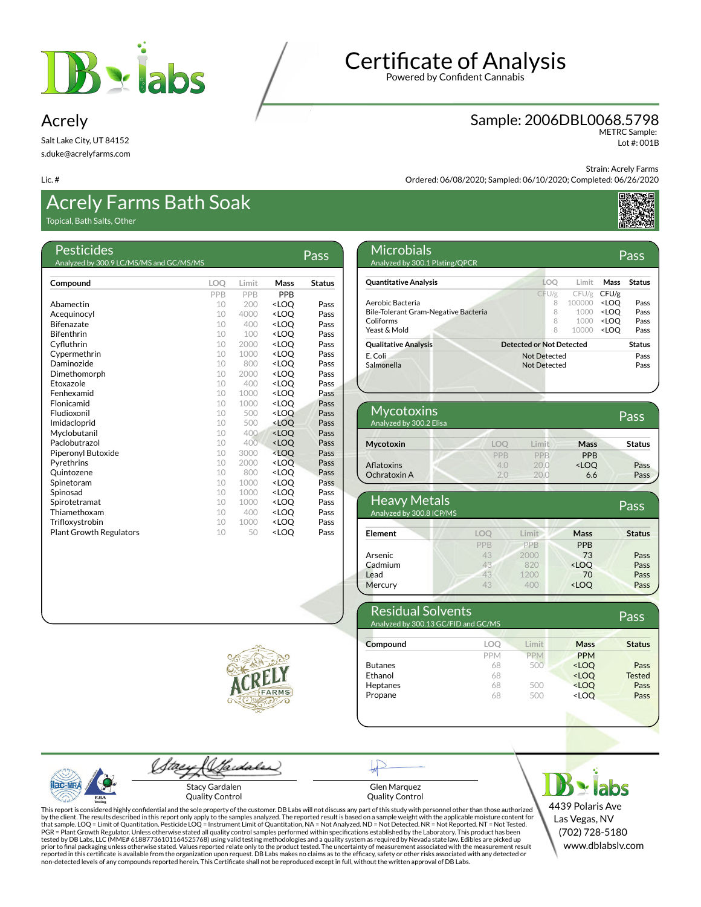# Certificate of Analysis

Powered by Confident Cannabis

## Acrely

Salt Lake City, UT 84152
s.duke@acrelyfarms.com

Lic. #

**Sample: 2006DBL0068.5798**
METRC Sample:
Lot #: 001B

Strain: Acrely Farms
Ordered: 06/08/2020; Sampled: 06/10/2020; Completed: 06/26/2020

# Acrely Farms Bath Soak

Topical, Bath Salts, Other

## Pesticides — Pass

Analyzed by 300.9 LC/MS/MS and GC/MS/MS

| Compound | LOQ | Limit | Mass | Status |
|---|---|---|---|---|
| | PPB | PPB | PPB | |
| Abamectin | 10 | 200 | <LOQ | Pass |
| Acequinocyl | 10 | 4000 | <LOQ | Pass |
| Bifenazate | 10 | 400 | <LOQ | Pass |
| Bifenthrin | 10 | 100 | <LOQ | Pass |
| Cyfluthrin | 10 | 2000 | <LOQ | Pass |
| Cypermethrin | 10 | 1000 | <LOQ | Pass |
| Daminozide | 10 | 800 | <LOQ | Pass |
| Dimethomorph | 10 | 2000 | <LOQ | Pass |
| Etoxazole | 10 | 400 | <LOQ | Pass |
| Fenhexamid | 10 | 1000 | <LOQ | Pass |
| Flonicamid | 10 | 1000 | <LOQ | Pass |
| Fludioxonil | 10 | 500 | <LOQ | Pass |
| Imidacloprid | 10 | 500 | <LOQ | Pass |
| Myclobutanil | 10 | 400 | <LOQ | Pass |
| Paclobutrazol | 10 | 400 | <LOQ | Pass |
| Piperonyl Butoxide | 10 | 3000 | <LOQ | Pass |
| Pyrethrins | 10 | 2000 | <LOQ | Pass |
| Quintozene | 10 | 800 | <LOQ | Pass |
| Spinetoram | 10 | 1000 | <LOQ | Pass |
| Spinosad | 10 | 1000 | <LOQ | Pass |
| Spirotetramat | 10 | 1000 | <LOQ | Pass |
| Thiamethoxam | 10 | 400 | <LOQ | Pass |
| Trifloxystrobin | 10 | 1000 | <LOQ | Pass |
| Plant Growth Regulators | 10 | 50 | <LOQ | Pass |

## Microbials — Pass

Analyzed by 300.1 Plating/QPCR

| Quantitative Analysis | LOQ | Limit | Mass | Status |
|---|---|---|---|---|
| | CFU/g | CFU/g | CFU/g | |
| Aerobic Bacteria | 8 | 100000 | <LOQ | Pass |
| Bile-Tolerant Gram-Negative Bacteria | 8 | 1000 | <LOQ | Pass |
| Coliforms | 8 | 1000 | <LOQ | Pass |
| Yeast & Mold | 8 | 10000 | <LOQ | Pass |

| Qualitative Analysis | Detected or Not Detected | Status |
|---|---|---|
| E. Coli | Not Detected | Pass |
| Salmonella | Not Detected | Pass |

## Mycotoxins — Pass

Analyzed by 300.2 Elisa

| Mycotoxin | LOQ | Limit | Mass | Status |
|---|---|---|---|---|
| | PPB | PPB | PPB | |
| Aflatoxins | 4.0 | 20.0 | <LOQ | Pass |
| Ochratoxin A | 2.0 | 20.0 | 6.6 | Pass |

## Heavy Metals — Pass

Analyzed by 300.8 ICP/MS

| Element | LOQ | Limit | Mass | Status |
|---|---|---|---|---|
| | PPB | PPB | PPB | |
| Arsenic | 43 | 2000 | 73 | Pass |
| Cadmium | 43 | 820 | <LOQ | Pass |
| Lead | 43 | 1200 | 70 | Pass |
| Mercury | 43 | 400 | <LOQ | Pass |

## Residual Solvents — Pass

Analyzed by 300.13 GC/FID and GC/MS

| Compound | LOQ | Limit | Mass | Status |
|---|---|---|---|---|
| | PPM | PPM | PPM | |
| Butanes | 68 | 500 | <LOQ | Pass |
| Ethanol | 68 | | <LOQ | Tested |
| Heptanes | 68 | 500 | <LOQ | Pass |
| Propane | 68 | 500 | <LOQ | Pass |

Stacy Gardalen
Quality Control

Glen Marquez
Quality Control

DB labs
4439 Polaris Ave
Las Vegas, NV
(702) 728-5180
www.dblabslv.com

This report is considered highly confidential and the sole property of the customer. DB Labs will not discuss any part of this study with personnel other than those authorized by the client. The results described in this report only apply to the samples analyzed. The reported result is based on a sample weight with the applicable moisture content for that sample. LOQ = Limit of Quantitation. Pesticide LOQ = Instrument Limit of Quantitation, NA = Not Analyzed. ND = Not Detected. NR = Not Reported. NT = Not Tested. PGR = Plant Growth Regulator. Unless otherwise stated all quality control samples performed within specifications established by the Laboratory. This product has been tested by DB Labs, LLC (MME# 61887736101164525768) using valid testing methodologies and a quality system as required by Nevada state law. Edibles are picked up prior to final packaging unless otherwise stated. Values reported relate only to the product tested. The uncertainty of measurement associated with the measurement result reported in this certificate is available from the organization upon request. DB Labs makes no claims as to the efficacy, safety or other risks associated with any detected or non-detected levels of any compounds reported herein. This Certificate shall not be reproduced except in full, without the written approval of DB Labs.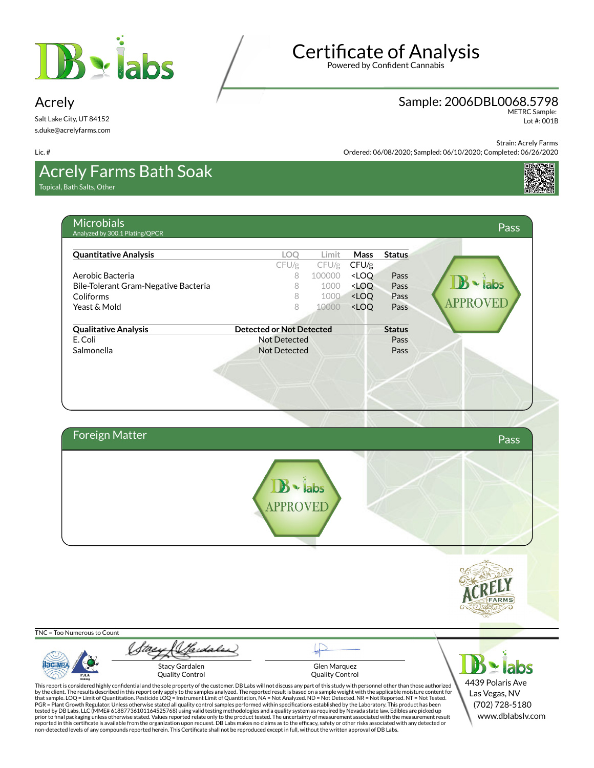# Certificate of Analysis

Powered by Confident Cannabis

## Acrely

Salt Lake City, UT 84152
s.duke@acrelyfarms.com

Lic. #

**Sample: 2006DBL0068.5798**
METRC Sample:
Lot #: 001B

Strain: Acrely Farms
Ordered: 06/08/2020; Sampled: 06/10/2020; Completed: 06/26/2020

## Acrely Farms Bath Soak

Topical, Bath Salts, Other

## Microbials — Pass

Analyzed by 300.1 Plating/QPCR

| Quantitative Analysis | LOQ CFU/g | Limit CFU/g | Mass CFU/g | Status |
|---|---|---|---|---|
| Aerobic Bacteria | 8 | 100000 | <LOQ | Pass |
| Bile-Tolerant Gram-Negative Bacteria | 8 | 1000 | <LOQ | Pass |
| Coliforms | 8 | 1000 | <LOQ | Pass |
| Yeast & Mold | 8 | 10000 | <LOQ | Pass |

| Qualitative Analysis | Detected or Not Detected | Status |
|---|---|---|
| E. Coli | Not Detected | Pass |
| Salmonella | Not Detected | Pass |

DB labs APPROVED

## Foreign Matter — Pass

DB labs APPROVED

TNC = Too Numerous to Count

Stacy Gardalen
Quality Control

Glen Marquez
Quality Control

This report is considered highly confidential and the sole property of the customer. DB Labs will not discuss any part of this study with personnel other than those authorized by the client. The results described in this report only apply to the samples analyzed. The reported result is based on a sample weight with the applicable moisture content for that sample. LOQ = Limit of Quantitation. Pesticide LOQ = Instrument Limit of Quantitation, NA = Not Analyzed. ND = Not Detected. NR = Not Reported. NT = Not Tested. PGR = Plant Growth Regulator. Unless otherwise stated all quality control samples performed within specifications established by the Laboratory. This product has been tested by DB Labs, LLC (MME# 61887736101164525768) using valid testing methodologies and a quality system as required by Nevada state law. Edibles are picked up prior to final packaging unless otherwise stated. Values reported relate only to the product tested. The uncertainty of measurement associated with the measurement result reported in this certificate is available from the organization upon request. DB Labs makes no claims as to the efficacy, safety or other risks associated with any detected or non-detected levels of any compounds reported herein. This Certificate shall not be reproduced except in full, without the written approval of DB Labs.

DB labs
4439 Polaris Ave
Las Vegas, NV
(702) 728-5180
www.dblabslv.com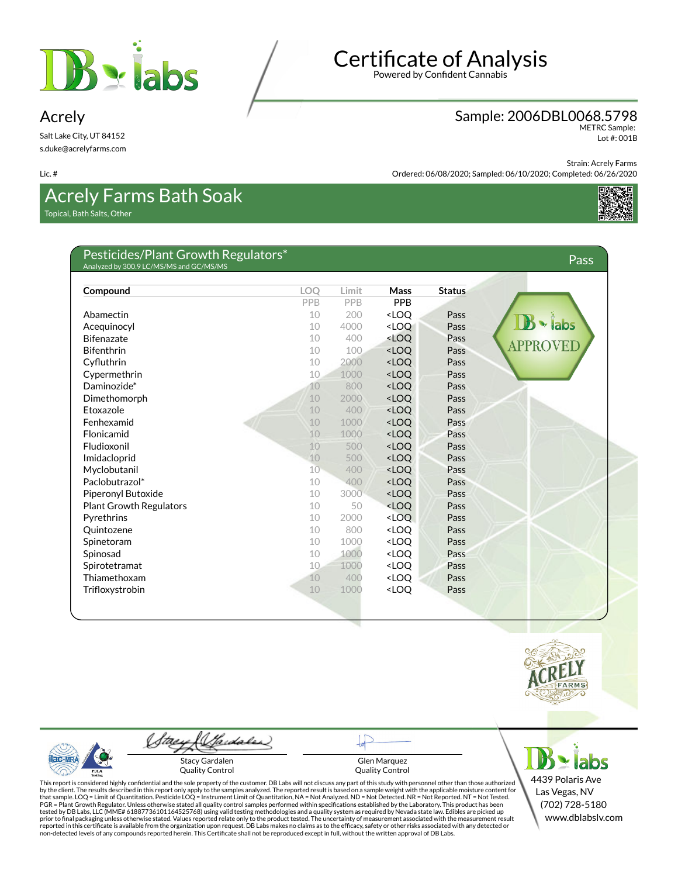# Certificate of Analysis

Powered by Confident Cannabis

## Acrely

Salt Lake City, UT 84152
s.duke@acrelyfarms.com

Lic. #

## Sample: 2006DBL0068.5798

METRC Sample:
Lot #: 001B

Strain: Acrely Farms
Ordered: 06/08/2020; Sampled: 06/10/2020; Completed: 06/26/2020

## Acrely Farms Bath Soak

Topical, Bath Salts, Other

### Pesticides/Plant Growth Regulators*

Analyzed by 300.9 LC/MS/MS and GC/MS/MS

**Pass**

| Compound | LOQ | Limit | Mass | Status |
|---|---|---|---|---|
| | PPB | PPB | PPB | |
| Abamectin | 10 | 200 | <LOQ | Pass |
| Acequinocyl | 10 | 4000 | <LOQ | Pass |
| Bifenazate | 10 | 400 | <LOQ | Pass |
| Bifenthrin | 10 | 100 | <LOQ | Pass |
| Cyfluthrin | 10 | 2000 | <LOQ | Pass |
| Cypermethrin | 10 | 1000 | <LOQ | Pass |
| Daminozide* | 10 | 800 | <LOQ | Pass |
| Dimethomorph | 10 | 2000 | <LOQ | Pass |
| Etoxazole | 10 | 400 | <LOQ | Pass |
| Fenhexamid | 10 | 1000 | <LOQ | Pass |
| Flonicamid | 10 | 1000 | <LOQ | Pass |
| Fludioxonil | 10 | 500 | <LOQ | Pass |
| Imidacloprid | 10 | 500 | <LOQ | Pass |
| Myclobutanil | 10 | 400 | <LOQ | Pass |
| Paclobutrazol* | 10 | 400 | <LOQ | Pass |
| Piperonyl Butoxide | 10 | 3000 | <LOQ | Pass |
| Plant Growth Regulators | 10 | 50 | <LOQ | Pass |
| Pyrethrins | 10 | 2000 | <LOQ | Pass |
| Quintozene | 10 | 800 | <LOQ | Pass |
| Spinetoram | 10 | 1000 | <LOQ | Pass |
| Spinosad | 10 | 1000 | <LOQ | Pass |
| Spirotetramat | 10 | 1000 | <LOQ | Pass |
| Thiamethoxam | 10 | 400 | <LOQ | Pass |
| Trifloxystrobin | 10 | 1000 | <LOQ | Pass |

DB labs APPROVED

Stacy Gardalen
Quality Control

Glen Marquez
Quality Control

This report is considered highly confidential and the sole property of the customer. DB Labs will not discuss any part of this study with personnel other than those authorized by the client. The results described in this report only apply to the samples analyzed. The reported result is based on a sample weight with the applicable moisture content for that sample. LOQ = Limit of Quantitation. Pesticide LOQ = Instrument Limit of Quantitation, NA = Not Analyzed. ND = Not Detected. NR = Not Reported. NT = Not Tested. PGR = Plant Growth Regulator. Unless otherwise stated all quality control samples performed within specifications established by the Laboratory. This product has been tested by DB Labs, LLC (MME# 61887736101164525768) using valid testing methodologies and a quality system as required by Nevada state law. Edibles are picked up prior to final packaging unless otherwise stated. Values reported relate only to the product tested. The uncertainty of measurement associated with the measurement result reported in this certificate is available from the organization upon request. DB Labs makes no claims as to the efficacy, safety or other risks associated with any detected or non-detected levels of any compounds reported herein. This Certificate shall not be reproduced except in full, without the written approval of DB Labs.

DB labs
4439 Polaris Ave
Las Vegas, NV
(702) 728-5180
www.dblabslv.com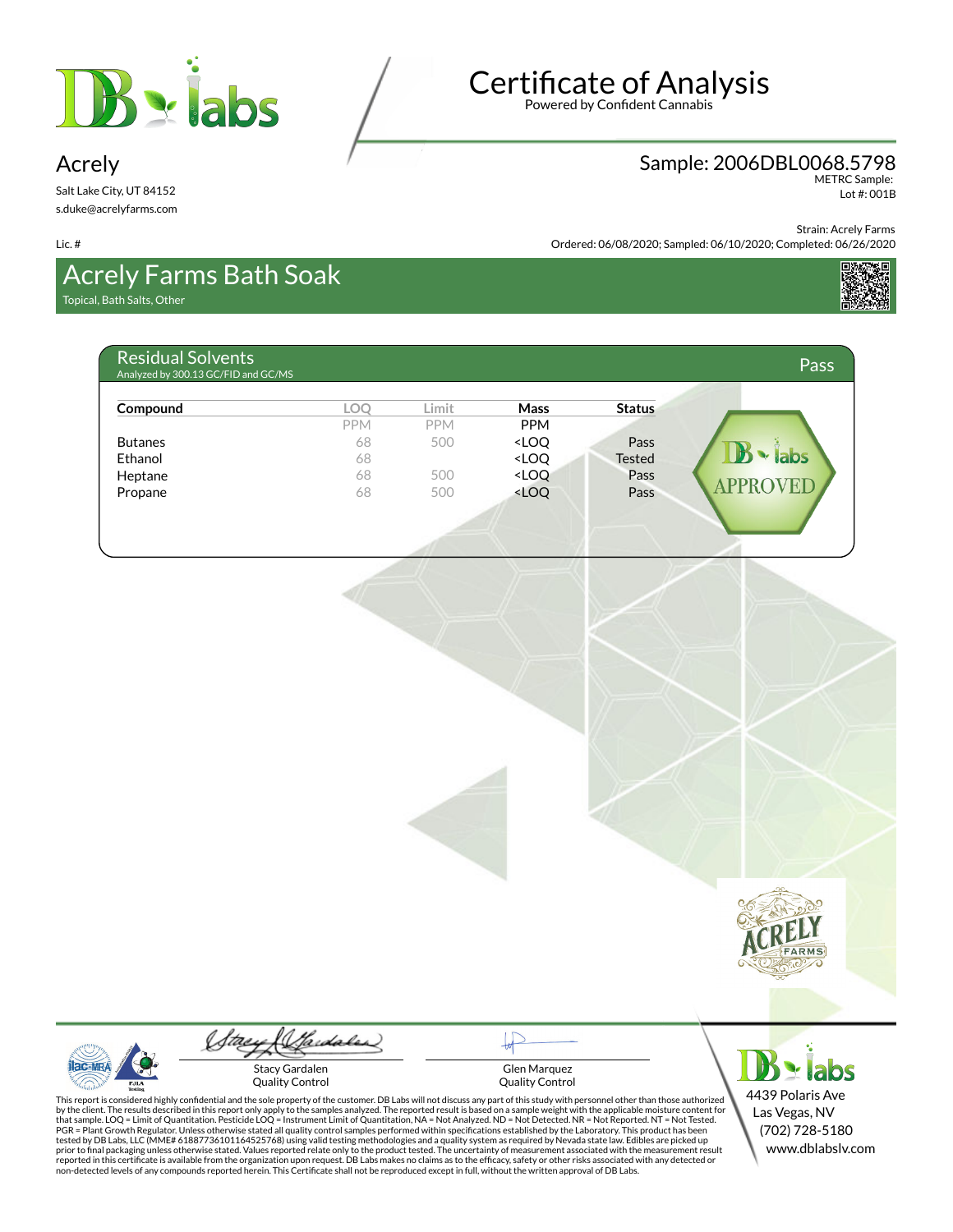# Certificate of Analysis

Powered by Confident Cannabis

**Acrely**

Salt Lake City, UT 84152

s.duke@acrelyfarms.com

Lic. #

**Sample: 2006DBL0068.5798**

METRC Sample:

Lot #: 001B

Strain: Acrely Farms

Ordered: 06/08/2020; Sampled: 06/10/2020; Completed: 06/26/2020

## Acrely Farms Bath Soak

Topical, Bath Salts, Other

### Residual Solvents

Analyzed by 300.13 GC/FID and GC/MS

**Pass**

| Compound | LOQ PPM | Limit PPM | Mass PPM | Status |
|---|---|---|---|---|
| Butanes | 68 | 500 | <LOQ | Pass |
| Ethanol | 68 | | <LOQ | Tested |
| Heptane | 68 | 500 | <LOQ | Pass |
| Propane | 68 | 500 | <LOQ | Pass |

DB labs APPROVED

Stacy Gardalen
Quality Control

Glen Marquez
Quality Control

This report is considered highly confidential and the sole property of the customer. DB Labs will not discuss any part of this study with personnel other than those authorized by the client. The results described in this report only apply to the samples analyzed. The reported result is based on a sample weight with the applicable moisture content for that sample. LOQ = Limit of Quantitation. Pesticide LOQ = Instrument Limit of Quantitation, NA = Not Analyzed. ND = Not Detected. NR = Not Reported. NT = Not Tested. PGR = Plant Growth Regulator. Unless otherwise stated all quality control samples performed within specifications established by the Laboratory. This product has been tested by DB Labs, LLC (MME# 61887736101164525768) using valid testing methodologies and a quality system as required by Nevada state law. Edibles are picked up prior to final packaging unless otherwise stated. Values reported relate only to the product tested. The uncertainty of measurement associated with the measurement result reported in this certificate is available from the organization upon request. DB Labs makes no claims as to the efficacy, safety or other risks associated with any detected or non-detected levels of any compounds reported herein. This Certificate shall not be reproduced except in full, without the written approval of DB Labs.

4439 Polaris Ave
Las Vegas, NV
(702) 728-5180
www.dblabslv.com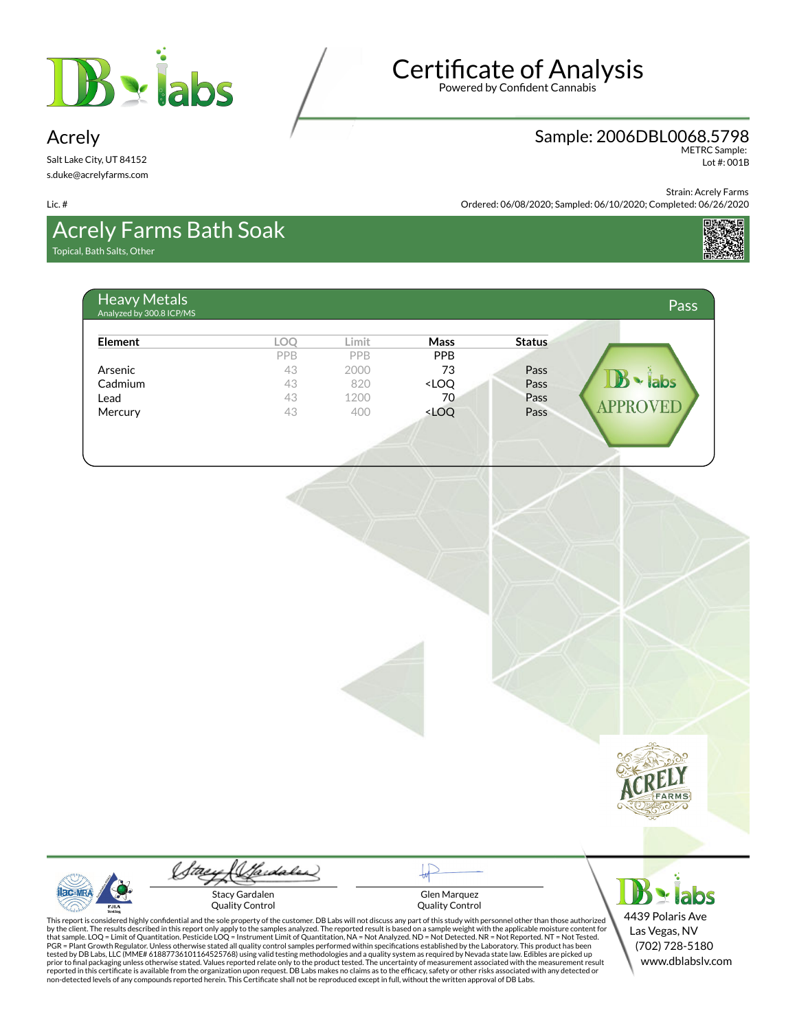# Certificate of Analysis

Powered by Confident Cannabis

## Acrely

Salt Lake City, UT 84152
s.duke@acrelyfarms.com

Lic. #

**Sample: 2006DBL0068.5798**
METRC Sample:
Lot #: 001B

Strain: Acrely Farms
Ordered: 06/08/2020; Sampled: 06/10/2020; Completed: 06/26/2020

## Acrely Farms Bath Soak

Topical, Bath Salts, Other

### Heavy Metals

Analyzed by 300.8 ICP/MS

**Pass**

| Element | LOQ | Limit | Mass | Status |
|---|---|---|---|---|
| | PPB | PPB | PPB | |
| Arsenic | 43 | 2000 | 73 | Pass |
| Cadmium | 43 | 820 | <LOQ | Pass |
| Lead | 43 | 1200 | 70 | Pass |
| Mercury | 43 | 400 | <LOQ | Pass |

DB labs APPROVED

Stacy Gardalen
Quality Control

Glen Marquez
Quality Control

This report is considered highly confidential and the sole property of the customer. DB Labs will not discuss any part of this study with personnel other than those authorized by the client. The results described in this report only apply to the samples analyzed. The reported result is based on a sample weight with the applicable moisture content for that sample. LOQ = Limit of Quantitation. Pesticide LOQ = Instrument Limit of Quantitation, NA = Not Analyzed. ND = Not Detected. NR = Not Reported. NT = Not Tested. PGR = Plant Growth Regulator. Unless otherwise stated all quality control samples performed within specifications established by the Laboratory. This product has been tested by DB Labs, LLC (MME# 61887736101164525768) using valid testing methodologies and a quality system as required by Nevada state law. Edibles are picked up prior to final packaging unless otherwise stated. Values reported relate only to the product tested. The uncertainty of measurement associated with the measurement result reported in this certificate is available from the organization upon request. DB Labs makes no claims as to the efficacy, safety or other risks associated with any detected or non-detected levels of any compounds reported herein. This Certificate shall not be reproduced except in full, without the written approval of DB Labs.

4439 Polaris Ave
Las Vegas, NV
(702) 728-5180
www.dblabslv.com